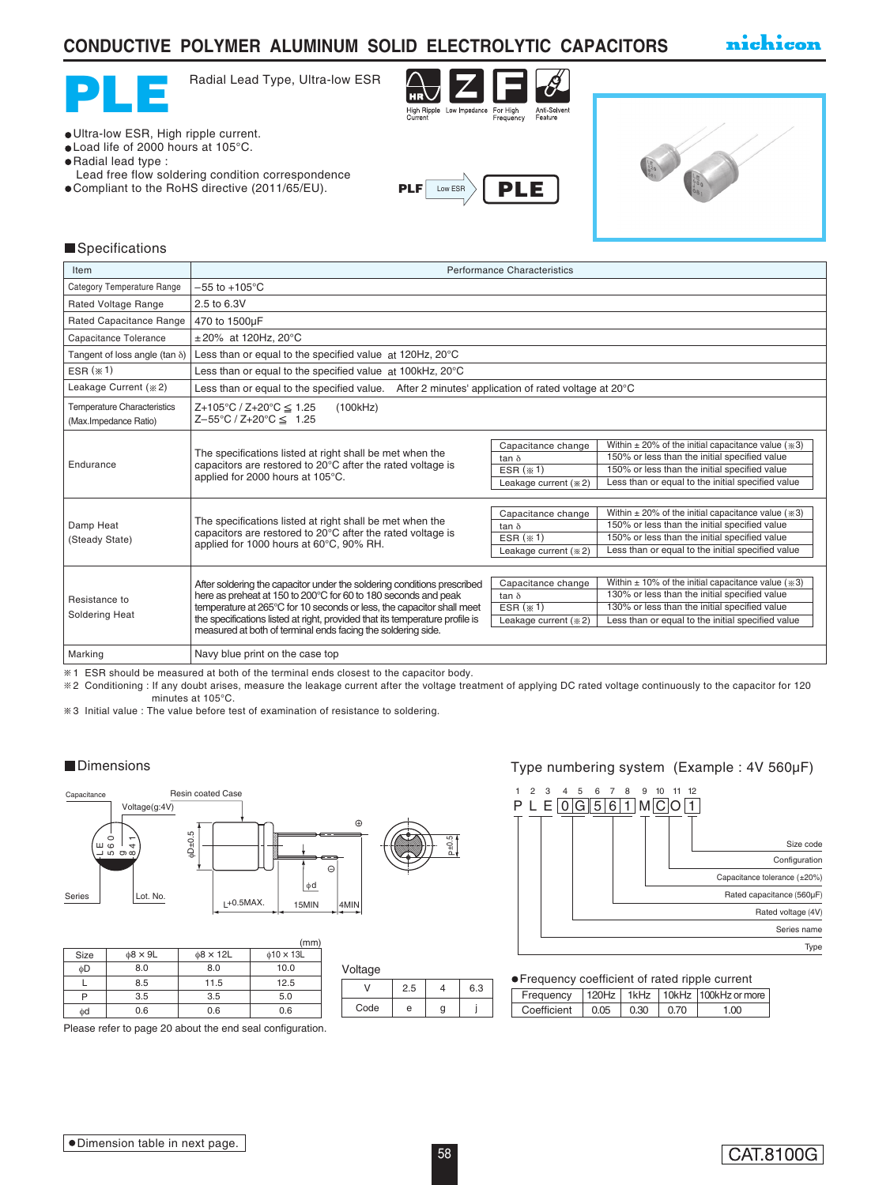# CONDUCTIVE POLYMER ALUMINUM SOLID ELECTROLYTIC CAPACITORS

nichicon

# PLE

Radial Lead Type, Ultra-low ESR

HR High Ripple Current | Z Low Impedance | F For High Frequency | Anti-Solvent Feature

- Ultra-low ESR, High ripple current.
- Load life of 2000 hours at 105°C.
- Radial lead type : Lead free flow soldering condition correspondence
- Compliant to the RoHS directive (2011/65/EU).

PLF → Low ESR → PLE

## Specifications

| Item | Performance Characteristics | | |
|---|---|---|---|
| Category Temperature Range | −55 to +105°C | | |
| Rated Voltage Range | 2.5 to 6.3V | | |
| Rated Capacitance Range | 470 to 1500µF | | |
| Capacitance Tolerance | ±20% at 120Hz, 20°C | | |
| Tangent of loss angle (tan δ) | Less than or equal to the specified value at 120Hz, 20°C | | |
| ESR (※1) | Less than or equal to the specified value at 100kHz, 20°C | | |
| Leakage Current (※2) | Less than or equal to the specified value. After 2 minutes' application of rated voltage at 20°C | | |
| Temperature Characteristics (Max.Impedance Ratio) | Z+105°C / Z+20°C ≦ 1.25 (100kHz)<br>Z−55°C / Z+20°C ≦ 1.25 | | |
| Endurance | The specifications listed at right shall be met when the capacitors are restored to 20°C after the rated voltage is applied for 2000 hours at 105°C. | Capacitance change | Within ± 20% of the initial capacitance value (※3) |
| | | tan δ | 150% or less than the initial specified value |
| | | ESR (※1) | 150% or less than the initial specified value |
| | | Leakage current (※2) | Less than or equal to the initial specified value |
| Damp Heat (Steady State) | The specifications listed at right shall be met when the capacitors are restored to 20°C after the rated voltage is applied for 1000 hours at 60°C, 90% RH. | Capacitance change | Within ± 20% of the initial capacitance value (※3) |
| | | tan δ | 150% or less than the initial specified value |
| | | ESR (※1) | 150% or less than the initial specified value |
| | | Leakage current (※2) | Less than or equal to the initial specified value |
| Resistance to Soldering Heat | After soldering the capacitor under the soldering conditions prescribed here as preheat at 150 to 200°C for 60 to 180 seconds and peak temperature at 265°C for 10 seconds or less, the capacitor shall meet the specifications listed at right, provided that its temperature profile is measured at both of terminal ends facing the soldering side. | Capacitance change | Within ± 10% of the initial capacitance value (※3) |
| | | tan δ | 130% or less than the initial specified value |
| | | ESR (※1) | 130% or less than the initial specified value |
| | | Leakage current (※2) | Less than or equal to the initial specified value |
| Marking | Navy blue print on the case top | | |

※1 ESR should be measured at both of the terminal ends closest to the capacitor body.
※2 Conditioning : If any doubt arises, measure the leakage current after the voltage treatment of applying DC rated voltage continuously to the capacitor for 120 minutes at 105°C.
※3 Initial value : The value before test of examination of resistance to soldering.

## Dimensions

Capacitance, Voltage(g:4V), Resin coated Case, Series, Lot. No., φD±0.5, L+0.5MAX., 15MIN, 4MIN, φd, P±0.5

(mm)

| Size | φ8 × 9L | φ8 × 12L | φ10 × 13L |
|---|---|---|---|
| φD | 8.0 | 8.0 | 10.0 |
| L | 8.5 | 11.5 | 12.5 |
| P | 3.5 | 3.5 | 5.0 |
| φd | 0.6 | 0.6 | 0.6 |

Please refer to page 20 about the end seal configuration.

Voltage

| V | 2.5 | 4 | 6.3 |
|---|---|---|---|
| Code | e | g | j |

## Type numbering system (Example : 4V 560µF)

| 1 | 2 | 3 | 4 | 5 | 6 | 7 | 8 | 9 | 10 | 11 | 12 |
|---|---|---|---|---|---|---|---|---|---|---|---|
| P | L | E | 0 | G | 5 | 6 | 1 | M | C | O | 1 |

- Size code
- Configuration
- Capacitance tolerance (±20%)
- Rated capacitance (560µF)
- Rated voltage (4V)
- Series name
- Type

● Frequency coefficient of rated ripple current

| Frequency | 120Hz | 1kHz | 10kHz | 100kHz or more |
|---|---|---|---|---|
| Coefficient | 0.05 | 0.30 | 0.70 | 1.00 |

● Dimension table in next page.

CAT.8100G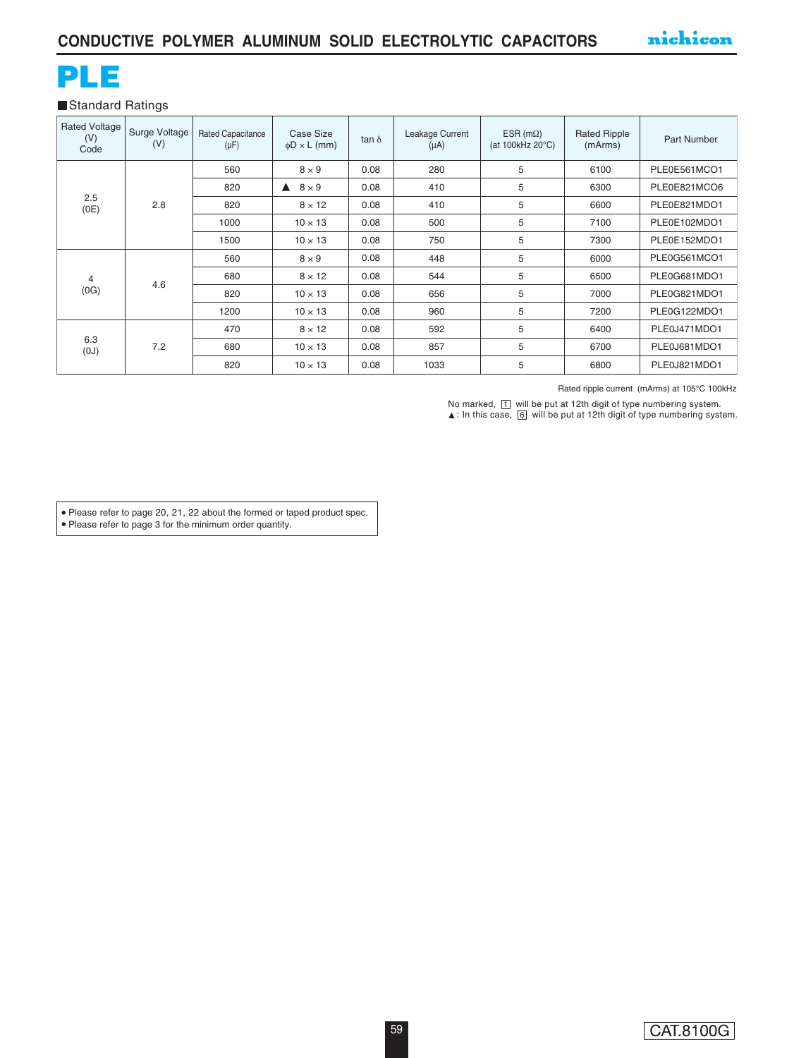# PLE

■Standard Ratings

| Rated Voltage (V) Code | Surge Voltage (V) | Rated Capacitance (μF) | Case Size φD × L (mm) | tan δ | Leakage Current (μA) | ESR (mΩ) (at 100kHz 20°C) | Rated Ripple (mArms) | Part Number |
|---|---|---|---|---|---|---|---|---|
| 2.5 (0E) | 2.8 | 560 | 8 × 9 | 0.08 | 280 | 5 | 6100 | PLE0E561MCO1 |
| | | 820 | ▲ 8 × 9 | 0.08 | 410 | 5 | 6300 | PLE0E821MCO6 |
| | | 820 | 8 × 12 | 0.08 | 410 | 5 | 6600 | PLE0E821MDO1 |
| | | 1000 | 10 × 13 | 0.08 | 500 | 5 | 7100 | PLE0E102MDO1 |
| | | 1500 | 10 × 13 | 0.08 | 750 | 5 | 7300 | PLE0E152MDO1 |
| 4 (0G) | 4.6 | 560 | 8 × 9 | 0.08 | 448 | 5 | 6000 | PLE0G561MCO1 |
| | | 680 | 8 × 12 | 0.08 | 544 | 5 | 6500 | PLE0G681MDO1 |
| | | 820 | 10 × 13 | 0.08 | 656 | 5 | 7000 | PLE0G821MDO1 |
| | | 1200 | 10 × 13 | 0.08 | 960 | 5 | 7200 | PLE0G122MDO1 |
| 6.3 (0J) | 7.2 | 470 | 8 × 12 | 0.08 | 592 | 5 | 6400 | PLE0J471MDO1 |
| | | 680 | 10 × 13 | 0.08 | 857 | 5 | 6700 | PLE0J681MDO1 |
| | | 820 | 10 × 13 | 0.08 | 1033 | 5 | 6800 | PLE0J821MDO1 |

Rated ripple current (mArms) at 105°C 100kHz

No marked, [1] will be put at 12th digit of type numbering system.
▲: In this case, [6] will be put at 12th digit of type numbering system.

- Please refer to page 20, 21, 22 about the formed or taped product spec.
- Please refer to page 3 for the minimum order quantity.

CAT.8100G